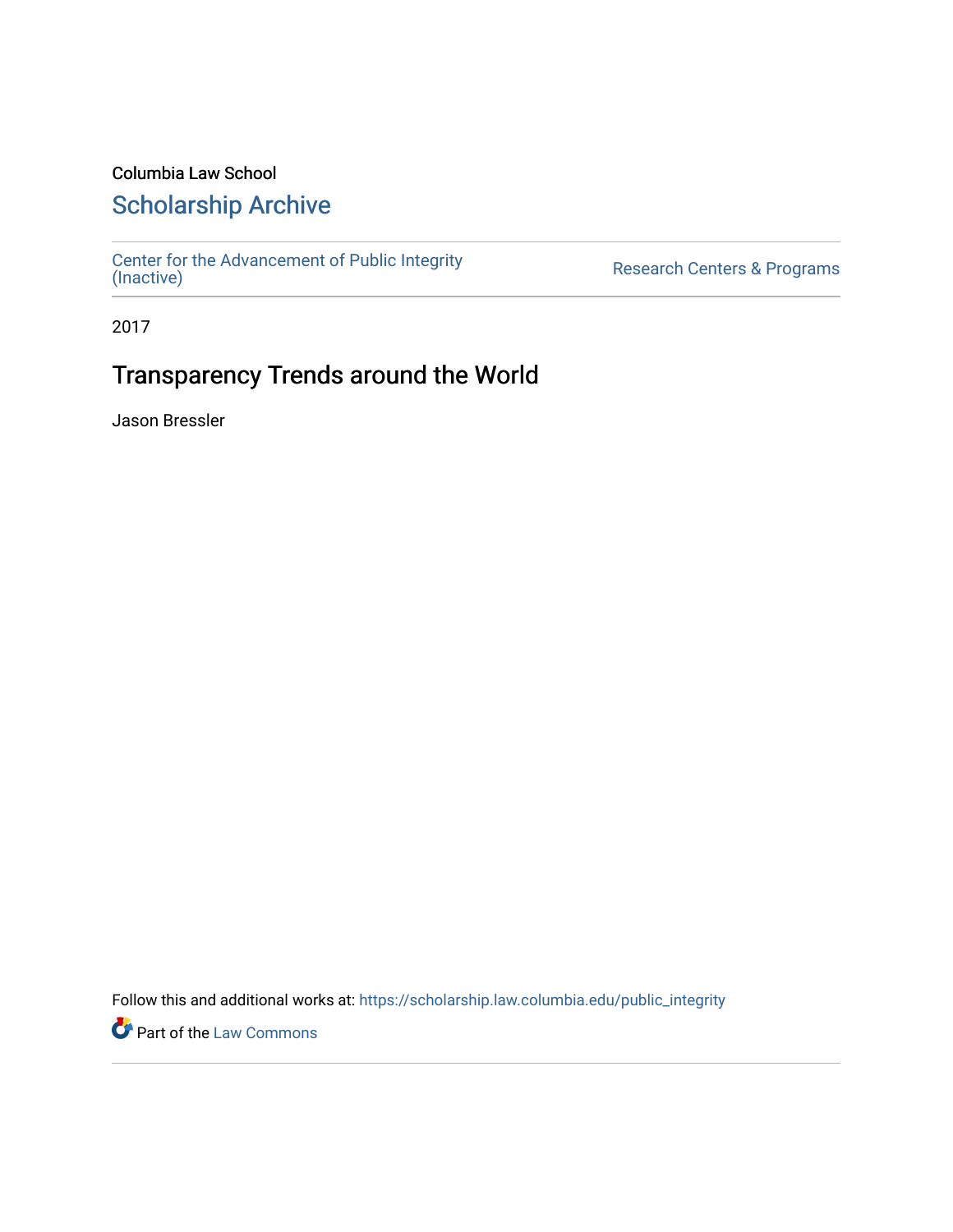Columbia Law School

## Scholarship Archive

Center for the Advancement of Public Integrity (Inactive) | Research Centers & Programs

2017

# Transparency Trends around the World

Jason Bressler

Follow this and additional works at: https://scholarship.law.columbia.edu/public_integrity

Part of the Law Commons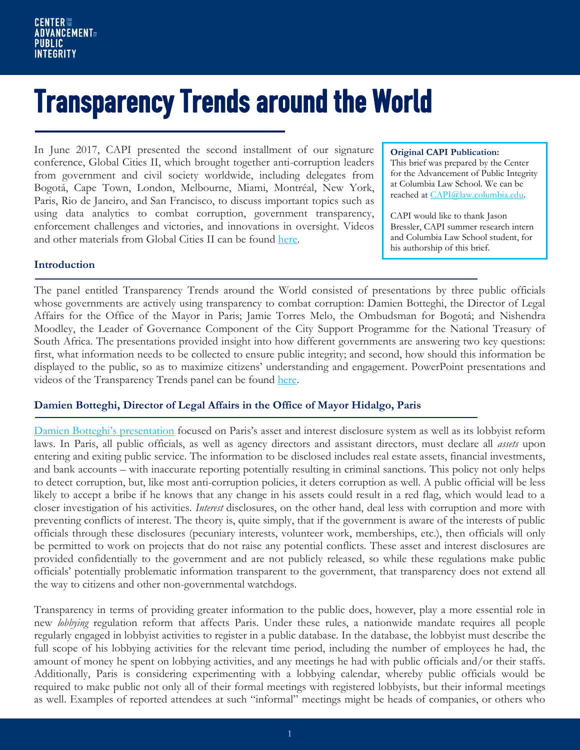# Transparency Trends around the World

In June 2017, CAPI presented the second installment of our signature conference, Global Cities II, which brought together anti-corruption leaders from government and civil society worldwide, including delegates from Bogotá, Cape Town, London, Melbourne, Miami, Montréal, New York, Paris, Rio de Janeiro, and San Francisco, to discuss important topics such as using data analytics to combat corruption, government transparency, enforcement challenges and victories, and innovations in oversight. Videos and other materials from Global Cities II can be found here.

**Original CAPI Publication:**
This brief was prepared by the Center for the Advancement of Public Integrity at Columbia Law School. We can be reached at CAPI@law.columbia.edu.

CAPI would like to thank Jason Bressler, CAPI summer research intern and Columbia Law School student, for his authorship of this brief.

### Introduction

The panel entitled Transparency Trends around the World consisted of presentations by three public officials whose governments are actively using transparency to combat corruption: Damien Botteghi, the Director of Legal Affairs for the Office of the Mayor in Paris; Jamie Torres Melo, the Ombudsman for Bogotá; and Nishendra Moodley, the Leader of Governance Component of the City Support Programme for the National Treasury of South Africa. The presentations provided insight into how different governments are answering two key questions: first, what information needs to be collected to ensure public integrity; and second, how should this information be displayed to the public, so as to maximize citizens' understanding and engagement. PowerPoint presentations and videos of the Transparency Trends panel can be found here.

### Damien Botteghi, Director of Legal Affairs in the Office of Mayor Hidalgo, Paris

Damien Botteghi's presentation focused on Paris's asset and interest disclosure system as well as its lobbyist reform laws. In Paris, all public officials, as well as agency directors and assistant directors, must declare all *assets* upon entering and exiting public service. The information to be disclosed includes real estate assets, financial investments, and bank accounts – with inaccurate reporting potentially resulting in criminal sanctions. This policy not only helps to detect corruption, but, like most anti-corruption policies, it deters corruption as well. A public official will be less likely to accept a bribe if he knows that any change in his assets could result in a red flag, which would lead to a closer investigation of his activities. *Interest* disclosures, on the other hand, deal less with corruption and more with preventing conflicts of interest. The theory is, quite simply, that if the government is aware of the interests of public officials through these disclosures (pecuniary interests, volunteer work, memberships, etc.), then officials will only be permitted to work on projects that do not raise any potential conflicts. These asset and interest disclosures are provided confidentially to the government and are not publicly released, so while these regulations make public officials' potentially problematic information transparent to the government, that transparency does not extend all the way to citizens and other non-governmental watchdogs.

Transparency in terms of providing greater information to the public does, however, play a more essential role in new *lobbying* regulation reform that affects Paris. Under these rules, a nationwide mandate requires all people regularly engaged in lobbyist activities to register in a public database. In the database, the lobbyist must describe the full scope of his lobbying activities for the relevant time period, including the number of employees he had, the amount of money he spent on lobbying activities, and any meetings he had with public officials and/or their staffs. Additionally, Paris is considering experimenting with a lobbying calendar, whereby public officials would be required to make public not only all of their formal meetings with registered lobbyists, but their informal meetings as well. Examples of reported attendees at such "informal" meetings might be heads of companies, or others who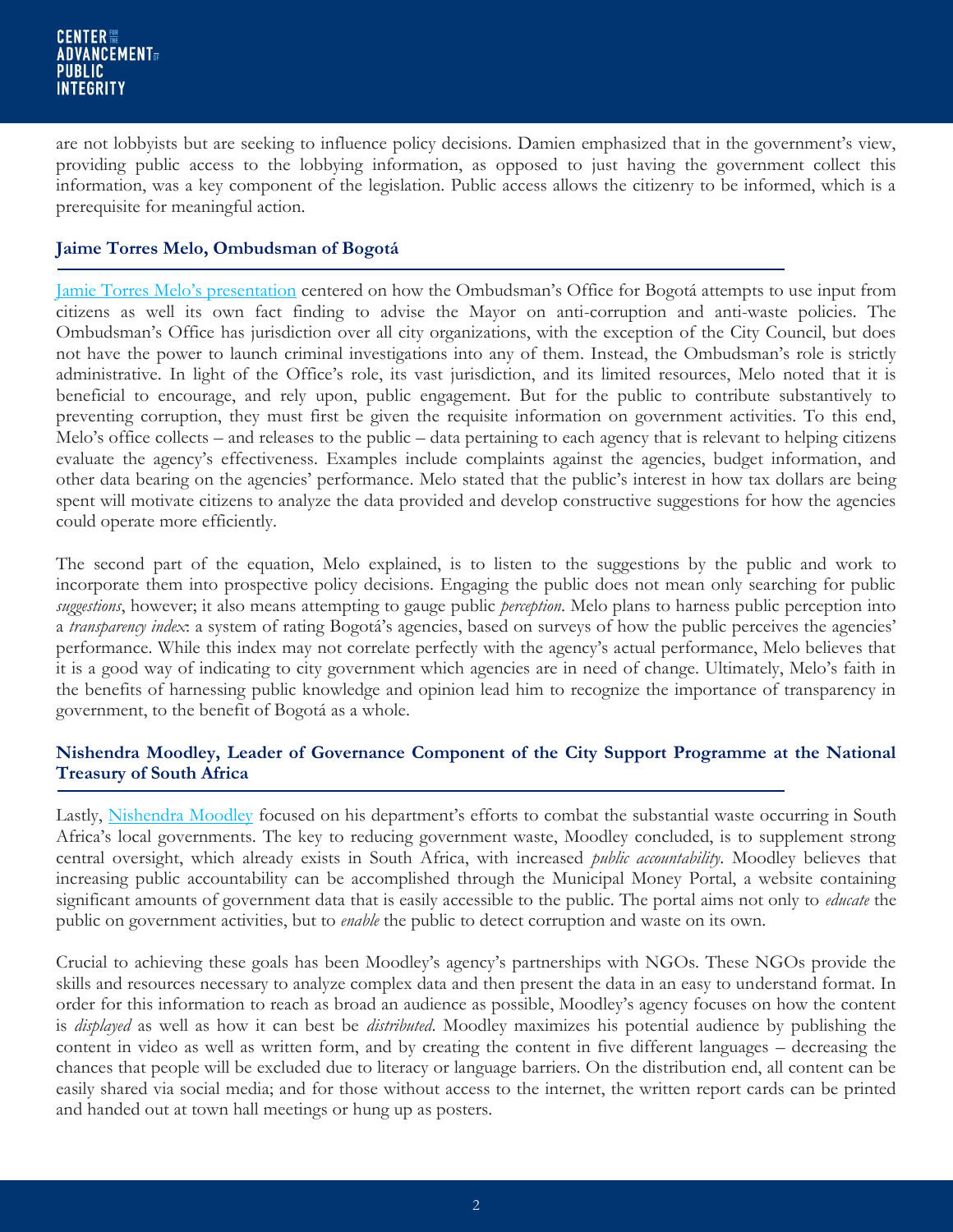are not lobbyists but are seeking to influence policy decisions. Damien emphasized that in the government's view, providing public access to the lobbying information, as opposed to just having the government collect this information, was a key component of the legislation. Public access allows the citizenry to be informed, which is a prerequisite for meaningful action.

### Jaime Torres Melo, Ombudsman of Bogotá

[Jamie Torres Melo's presentation] centered on how the Ombudsman's Office for Bogotá attempts to use input from citizens as well its own fact finding to advise the Mayor on anti-corruption and anti-waste policies. The Ombudsman's Office has jurisdiction over all city organizations, with the exception of the City Council, but does not have the power to launch criminal investigations into any of them. Instead, the Ombudsman's role is strictly administrative. In light of the Office's role, its vast jurisdiction, and its limited resources, Melo noted that it is beneficial to encourage, and rely upon, public engagement. But for the public to contribute substantively to preventing corruption, they must first be given the requisite information on government activities. To this end, Melo's office collects – and releases to the public – data pertaining to each agency that is relevant to helping citizens evaluate the agency's effectiveness. Examples include complaints against the agencies, budget information, and other data bearing on the agencies' performance. Melo stated that the public's interest in how tax dollars are being spent will motivate citizens to analyze the data provided and develop constructive suggestions for how the agencies could operate more efficiently.

The second part of the equation, Melo explained, is to listen to the suggestions by the public and work to incorporate them into prospective policy decisions. Engaging the public does not mean only searching for public *suggestions*, however; it also means attempting to gauge public *perception*. Melo plans to harness public perception into a *transparency index*: a system of rating Bogotá's agencies, based on surveys of how the public perceives the agencies' performance. While this index may not correlate perfectly with the agency's actual performance, Melo believes that it is a good way of indicating to city government which agencies are in need of change. Ultimately, Melo's faith in the benefits of harnessing public knowledge and opinion lead him to recognize the importance of transparency in government, to the benefit of Bogotá as a whole.

### Nishendra Moodley, Leader of Governance Component of the City Support Programme at the National Treasury of South Africa

Lastly, [Nishendra Moodley] focused on his department's efforts to combat the substantial waste occurring in South Africa's local governments. The key to reducing government waste, Moodley concluded, is to supplement strong central oversight, which already exists in South Africa, with increased *public accountability*. Moodley believes that increasing public accountability can be accomplished through the Municipal Money Portal, a website containing significant amounts of government data that is easily accessible to the public. The portal aims not only to *educate* the public on government activities, but to *enable* the public to detect corruption and waste on its own.

Crucial to achieving these goals has been Moodley's agency's partnerships with NGOs. These NGOs provide the skills and resources necessary to analyze complex data and then present the data in an easy to understand format. In order for this information to reach as broad an audience as possible, Moodley's agency focuses on how the content is *displayed* as well as how it can best be *distributed*. Moodley maximizes his potential audience by publishing the content in video as well as written form, and by creating the content in five different languages – decreasing the chances that people will be excluded due to literacy or language barriers. On the distribution end, all content can be easily shared via social media; and for those without access to the internet, the written report cards can be printed and handed out at town hall meetings or hung up as posters.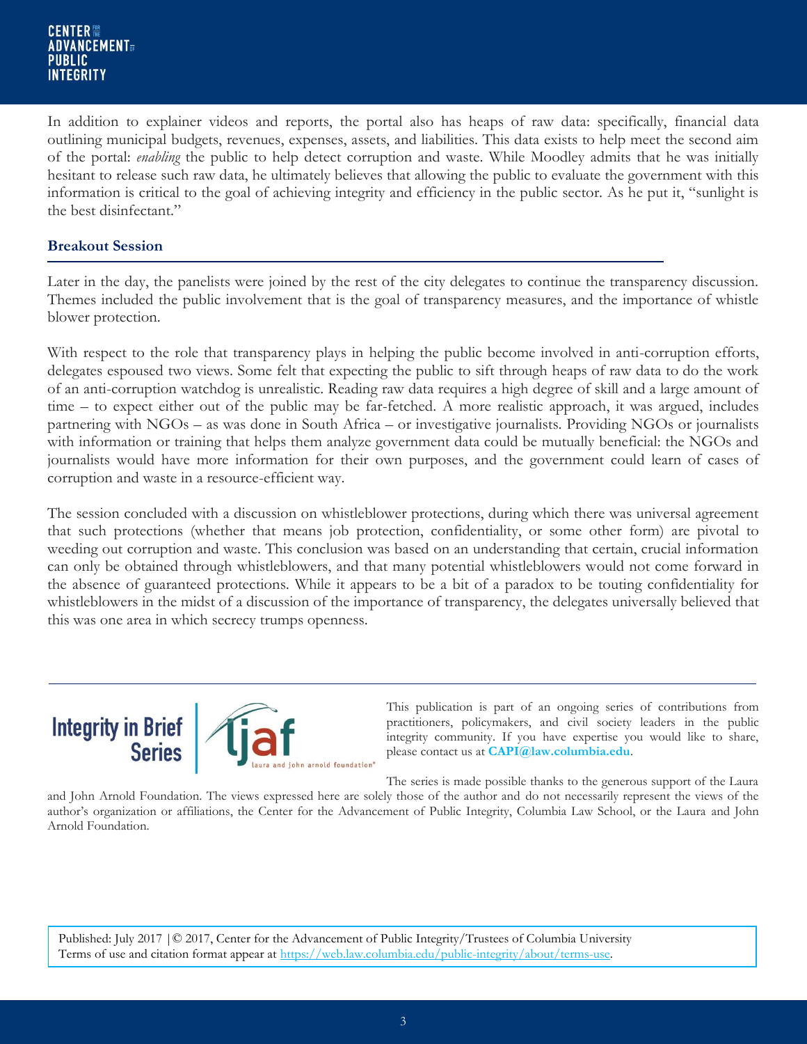In addition to explainer videos and reports, the portal also has heaps of raw data: specifically, financial data outlining municipal budgets, revenues, expenses, assets, and liabilities. This data exists to help meet the second aim of the portal: *enabling* the public to help detect corruption and waste. While Moodley admits that he was initially hesitant to release such raw data, he ultimately believes that allowing the public to evaluate the government with this information is critical to the goal of achieving integrity and efficiency in the public sector. As he put it, "sunlight is the best disinfectant."

### Breakout Session

Later in the day, the panelists were joined by the rest of the city delegates to continue the transparency discussion. Themes included the public involvement that is the goal of transparency measures, and the importance of whistle blower protection.

With respect to the role that transparency plays in helping the public become involved in anti-corruption efforts, delegates espoused two views. Some felt that expecting the public to sift through heaps of raw data to do the work of an anti-corruption watchdog is unrealistic. Reading raw data requires a high degree of skill and a large amount of time – to expect either out of the public may be far-fetched. A more realistic approach, it was argued, includes partnering with NGOs – as was done in South Africa – or investigative journalists. Providing NGOs or journalists with information or training that helps them analyze government data could be mutually beneficial: the NGOs and journalists would have more information for their own purposes, and the government could learn of cases of corruption and waste in a resource-efficient way.

The session concluded with a discussion on whistleblower protections, during which there was universal agreement that such protections (whether that means job protection, confidentiality, or some other form) are pivotal to weeding out corruption and waste. This conclusion was based on an understanding that certain, crucial information can only be obtained through whistleblowers, and that many potential whistleblowers would not come forward in the absence of guaranteed protections. While it appears to be a bit of a paradox to be touting confidentiality for whistleblowers in the midst of a discussion of the importance of transparency, the delegates universally believed that this was one area in which secrecy trumps openness.

---

Integrity in Brief Series

This publication is part of an ongoing series of contributions from practitioners, policymakers, and civil society leaders in the public integrity community. If you have expertise you would like to share, please contact us at **CAPI@law.columbia.edu**.

The series is made possible thanks to the generous support of the Laura and John Arnold Foundation. The views expressed here are solely those of the author and do not necessarily represent the views of the author's organization or affiliations, the Center for the Advancement of Public Integrity, Columbia Law School, or the Laura and John Arnold Foundation.

Published: July 2017 | © 2017, Center for the Advancement of Public Integrity/Trustees of Columbia University
Terms of use and citation format appear at https://web.law.columbia.edu/public-integrity/about/terms-use.